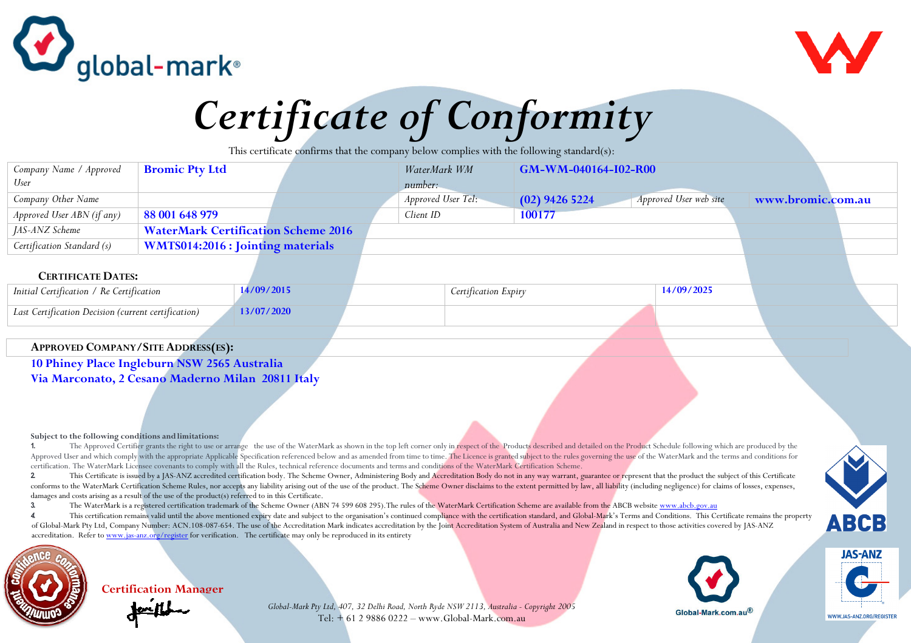# Certificate of Conformity

This certificate confirms that the company below complies with the following standard(s):

| Company Name / Approved User | **Bromic Pty Ltd** | WaterMark WM number: | **GM-WM-040164-I02-R00** | | |
|---|---|---|---|---|---|
| Company Other Name | | Approved User Tel: | **(02) 9426 5224** | Approved User web site | **www.bromic.com.au** |
| Approved User ABN (if any) | **88 001 648 979** | Client ID | **100177** | | |
| JAS-ANZ Scheme | **WaterMark Certification Scheme 2016** | | | | |
| Certification Standard (s) | **WMTS014:2016 : Jointing materials** | | | | |

### CERTIFICATE DATES:

| Initial Certification / Re Certification | **14/09/2015** | Certification Expiry | **14/09/2025** |
|---|---|---|---|
| Last Certification Decision (current certification) | **13/07/2020** | | |

### APPROVED COMPANY/SITE ADDRESS(ES):

**10 Phiney Place Ingleburn NSW 2565 Australia**
**Via Marconato, 2 Cesano Maderno Milan 20811 Italy**

**Subject to the following conditions and limitations:**

1. The Approved Certifier grants the right to use or arrange the use of the WaterMark as shown in the top left corner only in respect of the Products described and detailed on the Product Schedule following which are produced by the Approved User and which comply with the appropriate Applicable Specification referenced below and as amended from time to time. The Licence is granted subject to the rules governing the use of the WaterMark and the terms and conditions for certification. The WaterMark Licensee covenants to comply with all the Rules, technical reference documents and terms and conditions of the WaterMark Certification Scheme.
2. This Certificate is issued by a JAS-ANZ accredited certification body. The Scheme Owner, Administering Body and Accreditation Body do not in any way warrant, guarantee or represent that the product the subject of this Certificate conforms to the WaterMark Certification Scheme Rules, nor accepts any liability arising out of the use of the product. The Scheme Owner disclaims to the extent permitted by law, all liability (including negligence) for claims of losses, expenses, damages and costs arising as a result of the use of the product(s) referred to in this Certificate.
3. The WaterMark is a registered certification trademark of the Scheme Owner (ABN 74 599 608 295).The rules of the WaterMark Certification Scheme are available from the ABCB website www.abcb.gov.au
4. This certification remains valid until the above mentioned expiry date and subject to the organisation's continued compliance with the certification standard, and Global-Mark's Terms and Conditions. This Certificate remains the property of Global-Mark Pty Ltd, Company Number: ACN.108-087-654. The use of the Accreditation Mark indicates accreditation by the Joint Accreditation System of Australia and New Zealand in respect to those activities covered by JAS-ANZ accreditation. Refer to www.jas-anz.org/register for verification. The certificate may only be reproduced in its entirety

**Certification Manager**

*Global-Mark Pty Ltd, 407, 32 Delhi Road, North Ryde NSW 2113, Australia - Copyright 2005*
Tel: + 61 2 9886 0222 – www.Global-Mark.com.au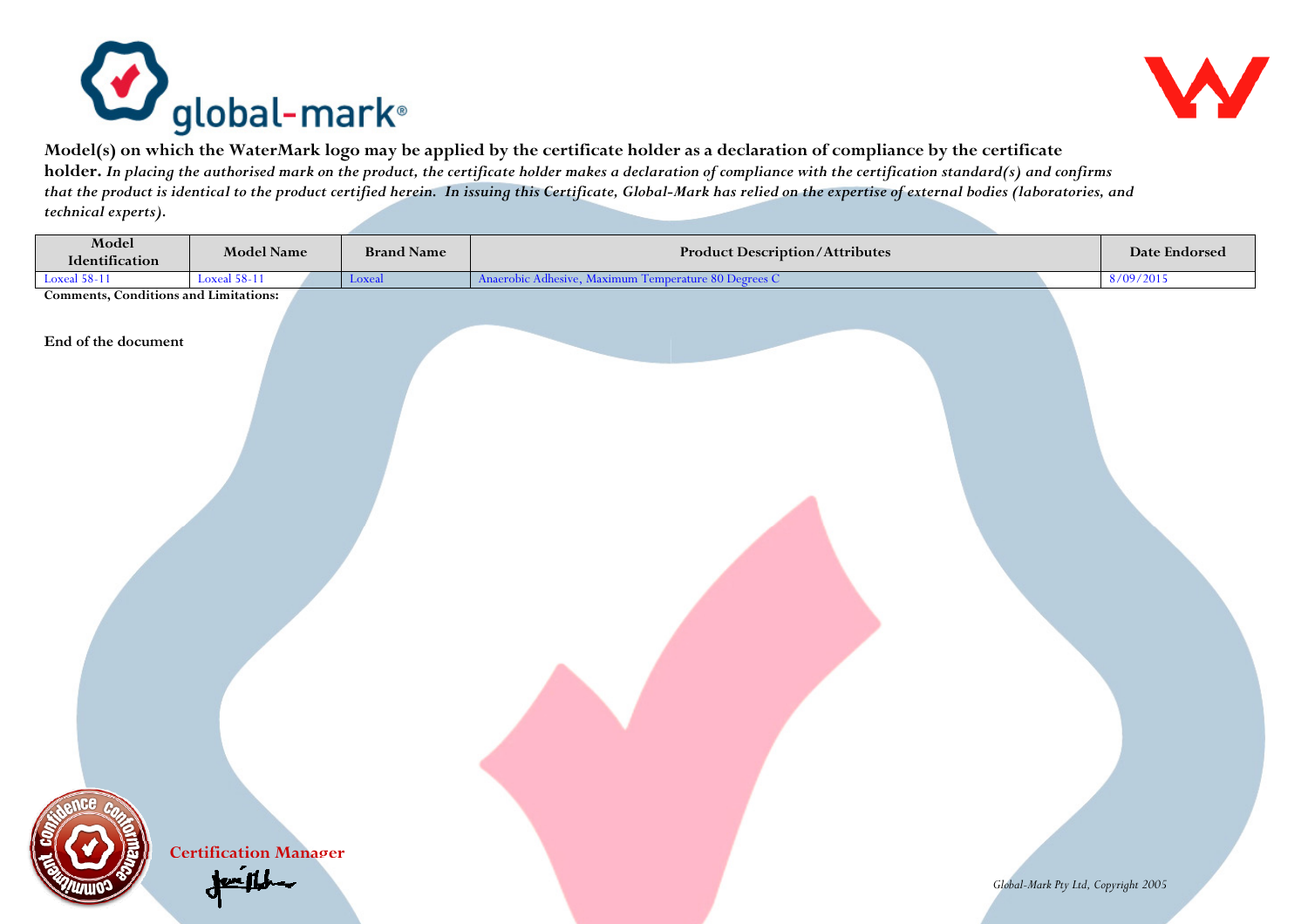**Model(s) on which the WaterMark logo may be applied by the certificate holder as a declaration of compliance by the certificate holder.** *In placing the authorised mark on the product, the certificate holder makes a declaration of compliance with the certification standard(s) and confirms that the product is identical to the product certified herein. In issuing this Certificate, Global-Mark has relied on the expertise of external bodies (laboratories, and technical experts).*

| Model Identification | Model Name | Brand Name | Product Description/Attributes | Date Endorsed |
|---|---|---|---|---|
| Loxeal 58-11 | Loxeal 58-11 | Loxeal | Anaerobic Adhesive, Maximum Temperature 80 Degrees C | 8/09/2015 |

**Comments, Conditions and Limitations:**

**End of the document**

**Certification Manager**

*Global-Mark Pty Ltd, Copyright 2005*